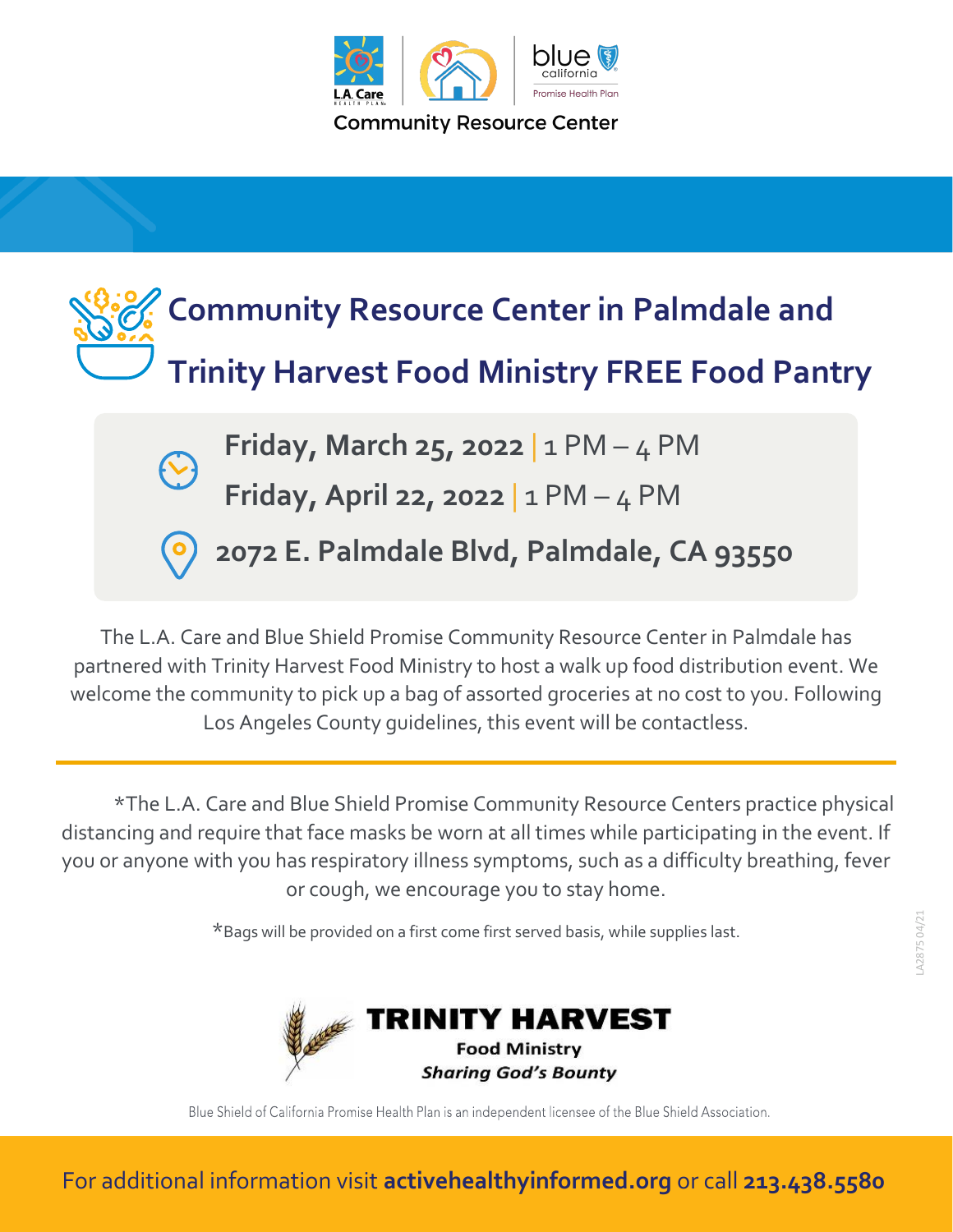Community Resource Center

# Community Resource Center in Palmdale and Trinity Harvest Food Ministry FREE Food Pantry

**Friday, March 25, 2022** | 1 PM – 4 PM

**Friday, April 22, 2022** | 1 PM – 4 PM

**2072 E. Palmdale Blvd, Palmdale, CA 93550**

The L.A. Care and Blue Shield Promise Community Resource Center in Palmdale has partnered with Trinity Harvest Food Ministry to host a walk up food distribution event. We welcome the community to pick up a bag of assorted groceries at no cost to you. Following Los Angeles County guidelines, this event will be contactless.

---

*The L.A. Care and Blue Shield Promise Community Resource Centers practice physical distancing and require that face masks be worn at all times while participating in the event. If you or anyone with you has respiratory illness symptoms, such as a difficulty breathing, fever or cough, we encourage you to stay home.

*Bags will be provided on a first come first served basis, while supplies last.

LA2875 04/21

**TRINITY HARVEST**
**Food Ministry**
***Sharing God's Bounty***

Blue Shield of California Promise Health Plan is an independent licensee of the Blue Shield Association.

For additional information visit **activehealthyinformed.org** or call **213.438.5580**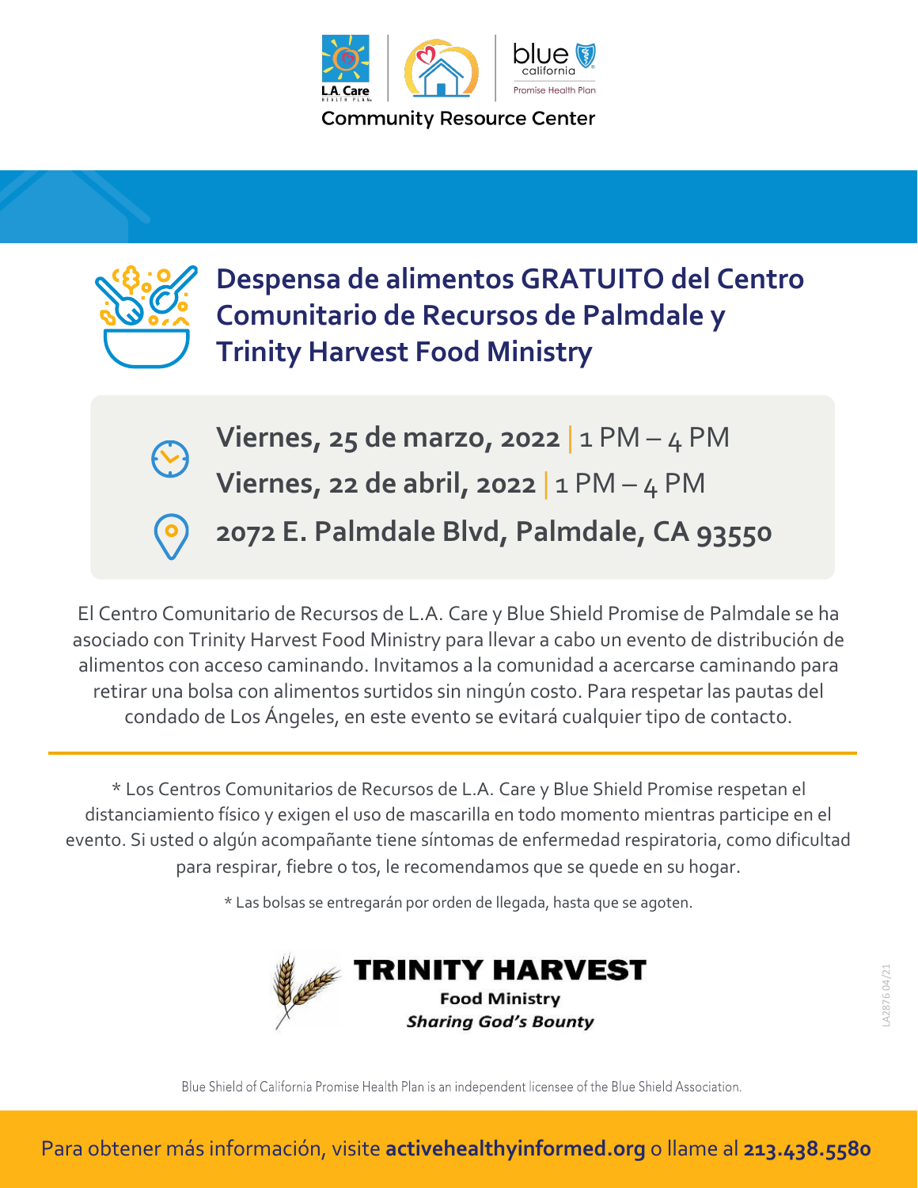L.A. Care | blue california Promise Health Plan

Community Resource Center

# Despensa de alimentos GRATUITO del Centro Comunitario de Recursos de Palmdale y Trinity Harvest Food Ministry

**Viernes, 25 de marzo, 2022** | 1 PM – 4 PM

**Viernes, 22 de abril, 2022** | 1 PM – 4 PM

**2072 E. Palmdale Blvd, Palmdale, CA 93550**

El Centro Comunitario de Recursos de L.A. Care y Blue Shield Promise de Palmdale se ha asociado con Trinity Harvest Food Ministry para llevar a cabo un evento de distribución de alimentos con acceso caminando. Invitamos a la comunidad a acercarse caminando para retirar una bolsa con alimentos surtidos sin ningún costo. Para respetar las pautas del condado de Los Ángeles, en este evento se evitará cualquier tipo de contacto.

---

* Los Centros Comunitarios de Recursos de L.A. Care y Blue Shield Promise respetan el distanciamiento físico y exigen el uso de mascarilla en todo momento mientras participe en el evento. Si usted o algún acompañante tiene síntomas de enfermedad respiratoria, como dificultad para respirar, fiebre o tos, le recomendamos que se quede en su hogar.

* Las bolsas se entregarán por orden de llegada, hasta que se agoten.

**TRINITY HARVEST**
**Food Ministry**
***Sharing God's Bounty***

LA2876 04/21

Blue Shield of California Promise Health Plan is an independent licensee of the Blue Shield Association.

Para obtener más información, visite **activehealthyinformed.org** o llame al **213.438.5580**